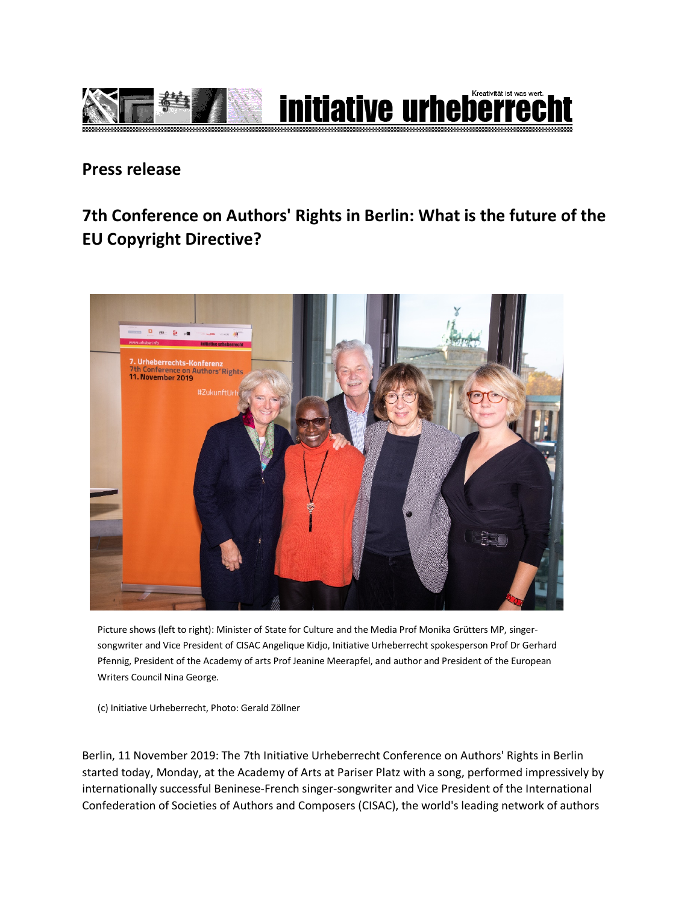# initiative urheberrecht

Kreativität ist was wert.

## Press release

## 7th Conference on Authors' Rights in Berlin: What is the future of the EU Copyright Directive?

Picture shows (left to right): Minister of State for Culture and the Media Prof Monika Grütters MP, singer-songwriter and Vice President of CISAC Angelique Kidjo, Initiative Urheberrecht spokesperson Prof Dr Gerhard Pfennig, President of the Academy of arts Prof Jeanine Meerapfel, and author and President of the European Writers Council Nina George.

(c) Initiative Urheberrecht, Photo: Gerald Zöllner

Berlin, 11 November 2019: The 7th Initiative Urheberrecht Conference on Authors' Rights in Berlin started today, Monday, at the Academy of Arts at Pariser Platz with a song, performed impressively by internationally successful Beninese-French singer-songwriter and Vice President of the International Confederation of Societies of Authors and Composers (CISAC), the world's leading network of authors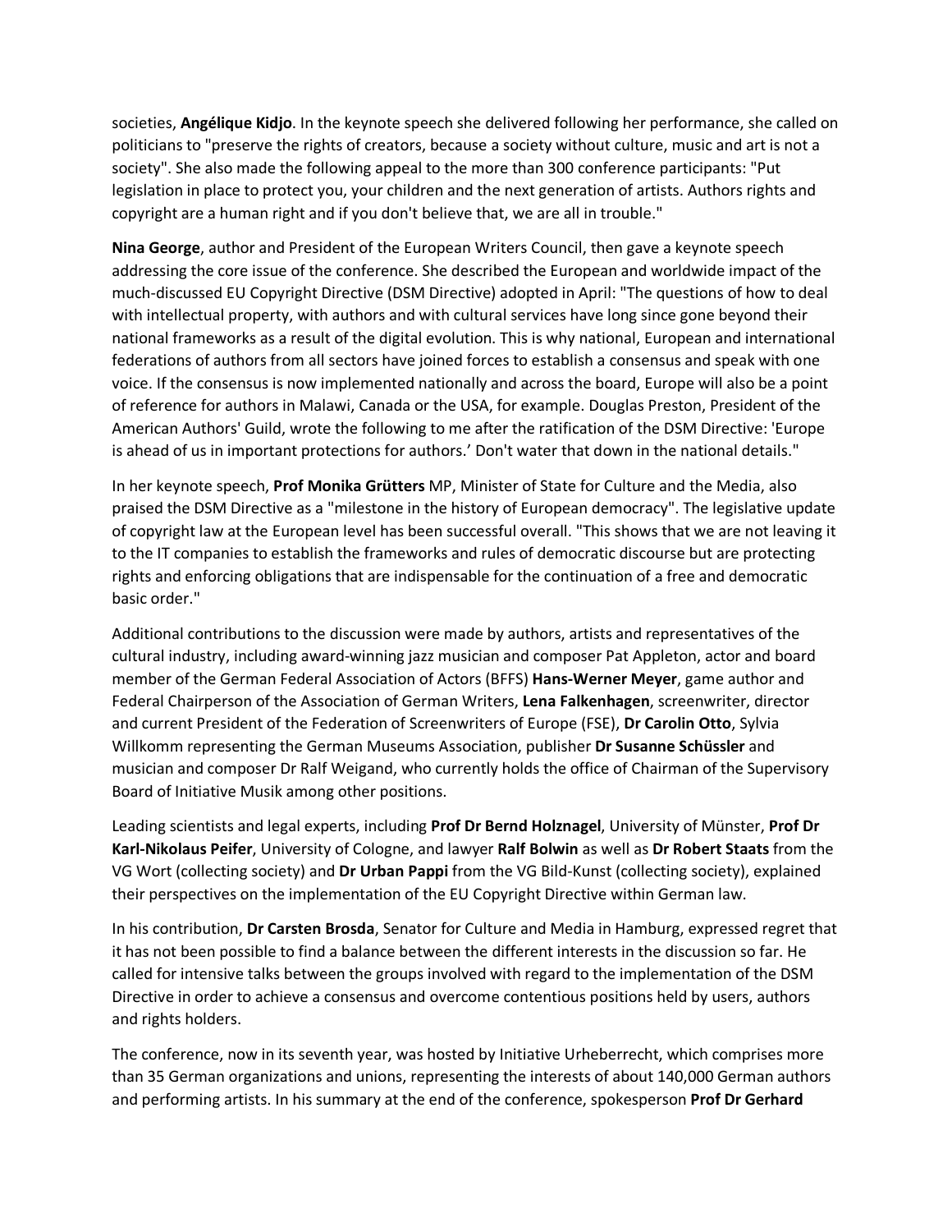societies, **Angélique Kidjo**. In the keynote speech she delivered following her performance, she called on politicians to "preserve the rights of creators, because a society without culture, music and art is not a society". She also made the following appeal to the more than 300 conference participants: "Put legislation in place to protect you, your children and the next generation of artists. Authors rights and copyright are a human right and if you don't believe that, we are all in trouble."

**Nina George**, author and President of the European Writers Council, then gave a keynote speech addressing the core issue of the conference. She described the European and worldwide impact of the much-discussed EU Copyright Directive (DSM Directive) adopted in April: "The questions of how to deal with intellectual property, with authors and with cultural services have long since gone beyond their national frameworks as a result of the digital evolution. This is why national, European and international federations of authors from all sectors have joined forces to establish a consensus and speak with one voice. If the consensus is now implemented nationally and across the board, Europe will also be a point of reference for authors in Malawi, Canada or the USA, for example. Douglas Preston, President of the American Authors' Guild, wrote the following to me after the ratification of the DSM Directive: 'Europe is ahead of us in important protections for authors.' Don't water that down in the national details."

In her keynote speech, **Prof Monika Grütters** MP, Minister of State for Culture and the Media, also praised the DSM Directive as a "milestone in the history of European democracy". The legislative update of copyright law at the European level has been successful overall. "This shows that we are not leaving it to the IT companies to establish the frameworks and rules of democratic discourse but are protecting rights and enforcing obligations that are indispensable for the continuation of a free and democratic basic order."

Additional contributions to the discussion were made by authors, artists and representatives of the cultural industry, including award-winning jazz musician and composer Pat Appleton, actor and board member of the German Federal Association of Actors (BFFS) **Hans-Werner Meyer**, game author and Federal Chairperson of the Association of German Writers, **Lena Falkenhagen**, screenwriter, director and current President of the Federation of Screenwriters of Europe (FSE), **Dr Carolin Otto**, Sylvia Willkomm representing the German Museums Association, publisher **Dr Susanne Schüssler** and musician and composer Dr Ralf Weigand, who currently holds the office of Chairman of the Supervisory Board of Initiative Musik among other positions.

Leading scientists and legal experts, including **Prof Dr Bernd Holznagel**, University of Münster, **Prof Dr Karl-Nikolaus Peifer**, University of Cologne, and lawyer **Ralf Bolwin** as well as **Dr Robert Staats** from the VG Wort (collecting society) and **Dr Urban Pappi** from the VG Bild-Kunst (collecting society), explained their perspectives on the implementation of the EU Copyright Directive within German law.

In his contribution, **Dr Carsten Brosda**, Senator for Culture and Media in Hamburg, expressed regret that it has not been possible to find a balance between the different interests in the discussion so far. He called for intensive talks between the groups involved with regard to the implementation of the DSM Directive in order to achieve a consensus and overcome contentious positions held by users, authors and rights holders.

The conference, now in its seventh year, was hosted by Initiative Urheberrecht, which comprises more than 35 German organizations and unions, representing the interests of about 140,000 German authors and performing artists. In his summary at the end of the conference, spokesperson **Prof Dr Gerhard**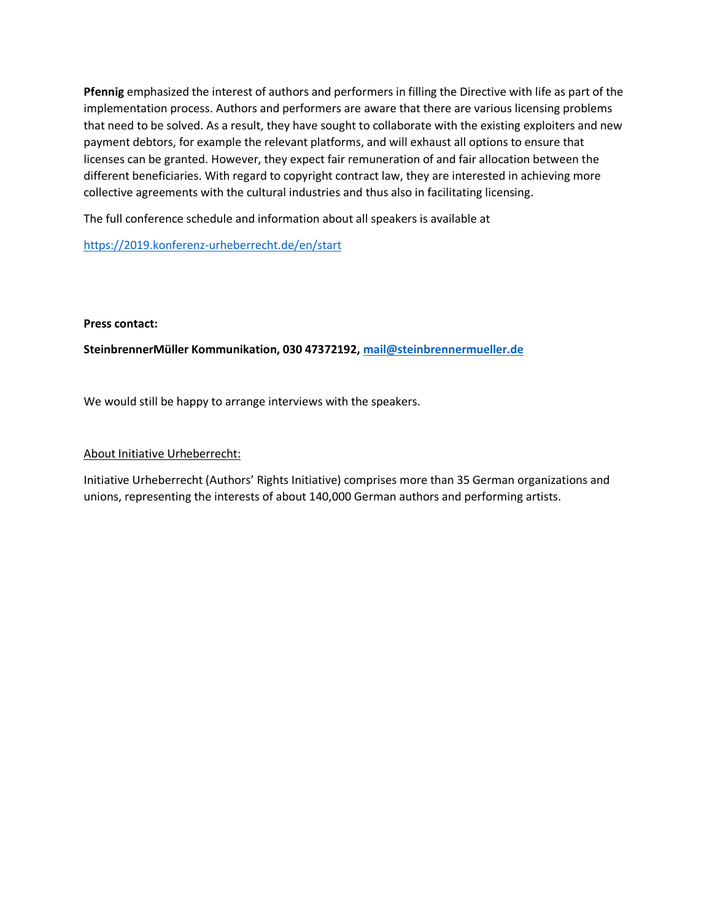**Pfennig** emphasized the interest of authors and performers in filling the Directive with life as part of the implementation process. Authors and performers are aware that there are various licensing problems that need to be solved. As a result, they have sought to collaborate with the existing exploiters and new payment debtors, for example the relevant platforms, and will exhaust all options to ensure that licenses can be granted. However, they expect fair remuneration of and fair allocation between the different beneficiaries. With regard to copyright contract law, they are interested in achieving more collective agreements with the cultural industries and thus also in facilitating licensing.

The full conference schedule and information about all speakers is available at

https://2019.konferenz-urheberrecht.de/en/start

**Press contact:**

**SteinbrennerMüller Kommunikation, 030 47372192, mail@steinbrennermueller.de**

We would still be happy to arrange interviews with the speakers.

About Initiative Urheberrecht:

Initiative Urheberrecht (Authors' Rights Initiative) comprises more than 35 German organizations and unions, representing the interests of about 140,000 German authors and performing artists.